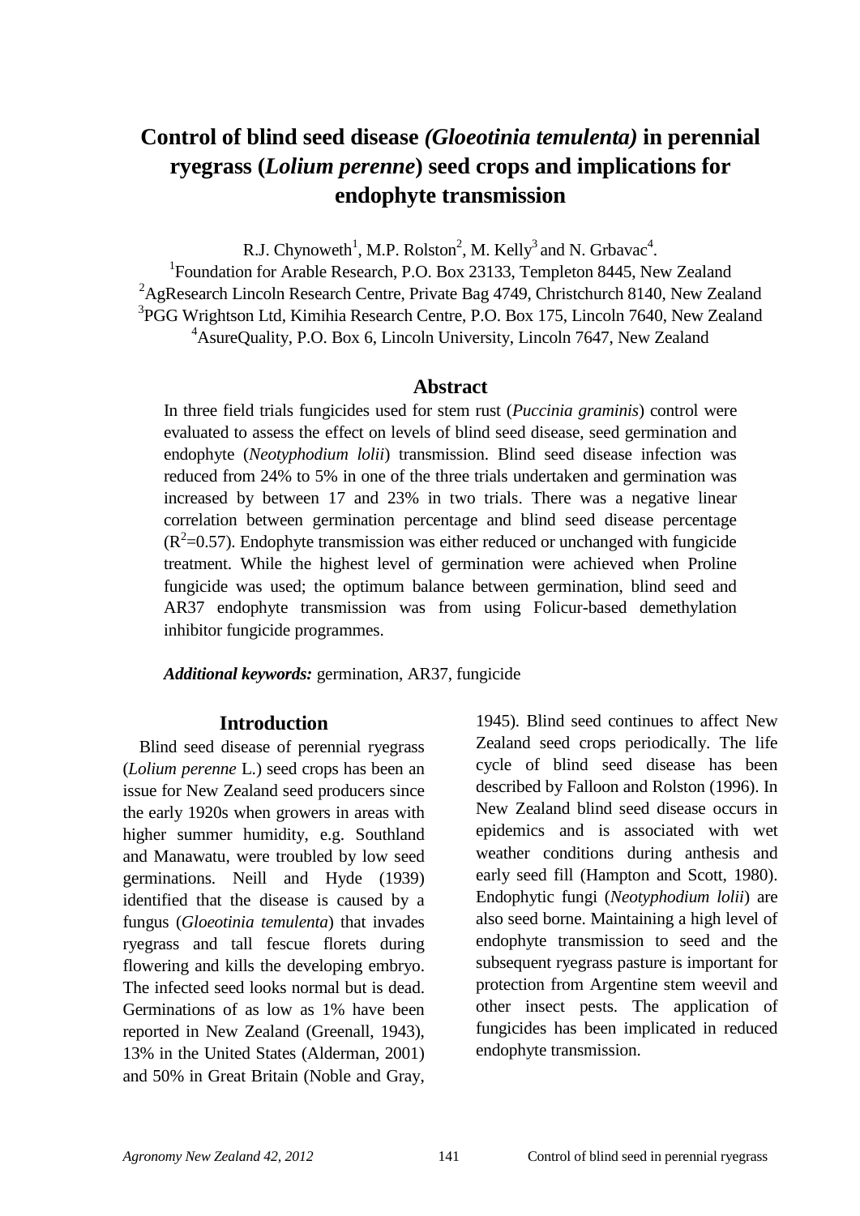# Control of blind seed disease *(Gloeotinia temulenta)* in perennial ryegrass (*Lolium perenne*) seed crops and implications for endophyte transmission

R.J. Chynoweth[1], M.P. Rolston[2], M. Kelly[3] and N. Grbavac[4].

[1]Foundation for Arable Research, P.O. Box 23133, Templeton 8445, New Zealand
[2]AgResearch Lincoln Research Centre, Private Bag 4749, Christchurch 8140, New Zealand
[3]PGG Wrightson Ltd, Kimihia Research Centre, P.O. Box 175, Lincoln 7640, New Zealand
[4]AsureQuality, P.O. Box 6, Lincoln University, Lincoln 7647, New Zealand

## Abstract

In three field trials fungicides used for stem rust (*Puccinia graminis*) control were evaluated to assess the effect on levels of blind seed disease, seed germination and endophyte (*Neotyphodium lolii*) transmission. Blind seed disease infection was reduced from 24% to 5% in one of the three trials undertaken and germination was increased by between 17 and 23% in two trials. There was a negative linear correlation between germination percentage and blind seed disease percentage ($R^2$=0.57). Endophyte transmission was either reduced or unchanged with fungicide treatment. While the highest level of germination were achieved when Proline fungicide was used; the optimum balance between germination, blind seed and AR37 endophyte transmission was from using Folicur-based demethylation inhibitor fungicide programmes.

***Additional keywords:*** germination, AR37, fungicide

## Introduction

Blind seed disease of perennial ryegrass (*Lolium perenne* L.) seed crops has been an issue for New Zealand seed producers since the early 1920s when growers in areas with higher summer humidity, e.g. Southland and Manawatu, were troubled by low seed germinations. Neill and Hyde (1939) identified that the disease is caused by a fungus (*Gloeotinia temulenta*) that invades ryegrass and tall fescue florets during flowering and kills the developing embryo. The infected seed looks normal but is dead. Germinations of as low as 1% have been reported in New Zealand (Greenall, 1943), 13% in the United States (Alderman, 2001) and 50% in Great Britain (Noble and Gray, 1945). Blind seed continues to affect New Zealand seed crops periodically. The life cycle of blind seed disease has been described by Falloon and Rolston (1996). In New Zealand blind seed disease occurs in epidemics and is associated with wet weather conditions during anthesis and early seed fill (Hampton and Scott, 1980). Endophytic fungi (*Neotyphodium lolii*) are also seed borne. Maintaining a high level of endophyte transmission to seed and the subsequent ryegrass pasture is important for protection from Argentine stem weevil and other insect pests. The application of fungicides has been implicated in reduced endophyte transmission.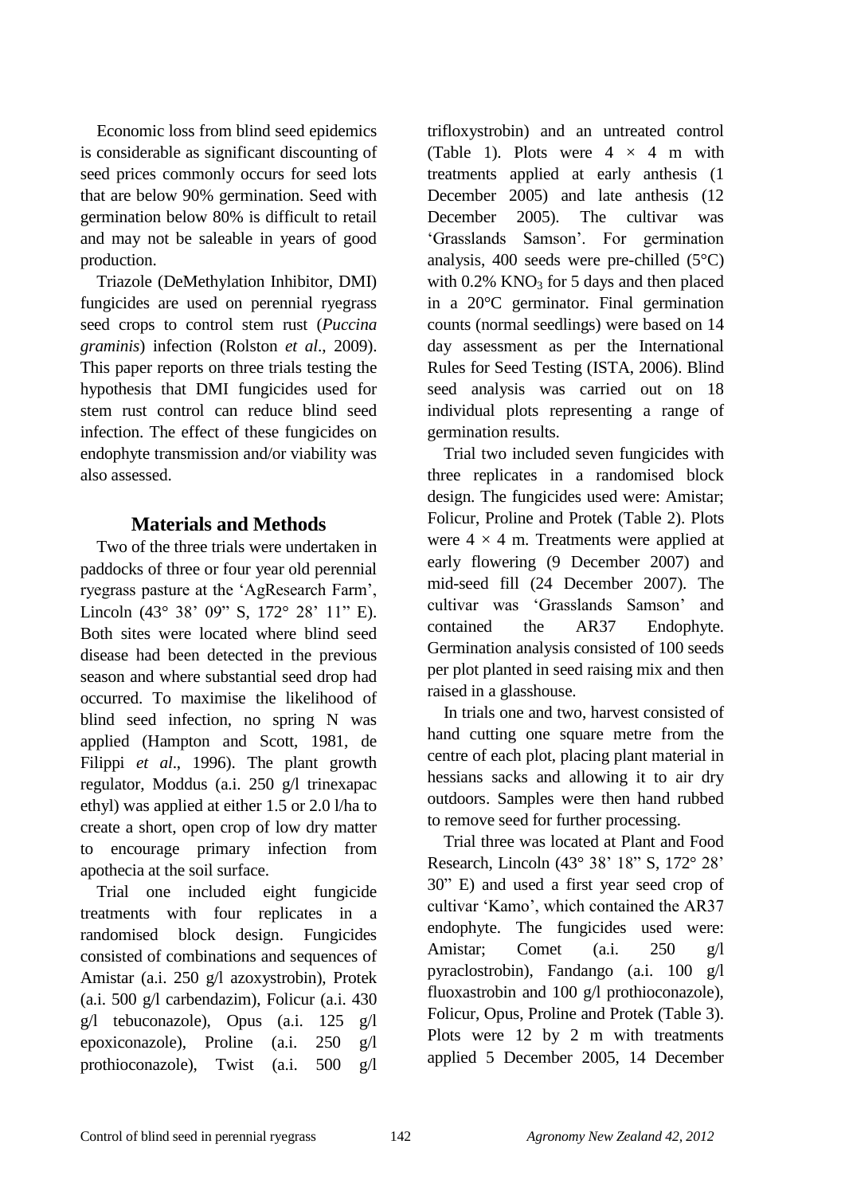Economic loss from blind seed epidemics is considerable as significant discounting of seed prices commonly occurs for seed lots that are below 90% germination. Seed with germination below 80% is difficult to retail and may not be saleable in years of good production.

Triazole (DeMethylation Inhibitor, DMI) fungicides are used on perennial ryegrass seed crops to control stem rust (*Puccina graminis*) infection (Rolston *et al*., 2009). This paper reports on three trials testing the hypothesis that DMI fungicides used for stem rust control can reduce blind seed infection. The effect of these fungicides on endophyte transmission and/or viability was also assessed.

## Materials and Methods

Two of the three trials were undertaken in paddocks of three or four year old perennial ryegrass pasture at the 'AgResearch Farm', Lincoln (43° 38' 09" S, 172° 28' 11" E). Both sites were located where blind seed disease had been detected in the previous season and where substantial seed drop had occurred. To maximise the likelihood of blind seed infection, no spring N was applied (Hampton and Scott, 1981, de Filippi *et al*., 1996). The plant growth regulator, Moddus (a.i. 250 g/l trinexapac ethyl) was applied at either 1.5 or 2.0 l/ha to create a short, open crop of low dry matter to encourage primary infection from apothecia at the soil surface.

Trial one included eight fungicide treatments with four replicates in a randomised block design. Fungicides consisted of combinations and sequences of Amistar (a.i. 250 g/l azoxystrobin), Protek (a.i. 500 g/l carbendazim), Folicur (a.i. 430 g/l tebuconazole), Opus (a.i. 125 g/l epoxiconazole), Proline (a.i. 250 g/l prothioconazole), Twist (a.i. 500 g/l trifloxystrobin) and an untreated control (Table 1). Plots were 4 × 4 m with treatments applied at early anthesis (1 December 2005) and late anthesis (12 December 2005). The cultivar was 'Grasslands Samson'. For germination analysis, 400 seeds were pre-chilled (5°C) with 0.2% $KNO_3$ for 5 days and then placed in a 20°C germinator. Final germination counts (normal seedlings) were based on 14 day assessment as per the International Rules for Seed Testing (ISTA, 2006). Blind seed analysis was carried out on 18 individual plots representing a range of germination results.

Trial two included seven fungicides with three replicates in a randomised block design. The fungicides used were: Amistar; Folicur, Proline and Protek (Table 2). Plots were 4 × 4 m. Treatments were applied at early flowering (9 December 2007) and mid-seed fill (24 December 2007). The cultivar was 'Grasslands Samson' and contained the AR37 Endophyte. Germination analysis consisted of 100 seeds per plot planted in seed raising mix and then raised in a glasshouse.

In trials one and two, harvest consisted of hand cutting one square metre from the centre of each plot, placing plant material in hessians sacks and allowing it to air dry outdoors. Samples were then hand rubbed to remove seed for further processing.

Trial three was located at Plant and Food Research, Lincoln (43° 38' 18" S, 172° 28' 30" E) and used a first year seed crop of cultivar 'Kamo', which contained the AR37 endophyte. The fungicides used were: Amistar; Comet (a.i. 250 g/l pyraclostrobin), Fandango (a.i. 100 g/l fluoxastrobin and 100 g/l prothioconazole), Folicur, Opus, Proline and Protek (Table 3). Plots were 12 by 2 m with treatments applied 5 December 2005, 14 December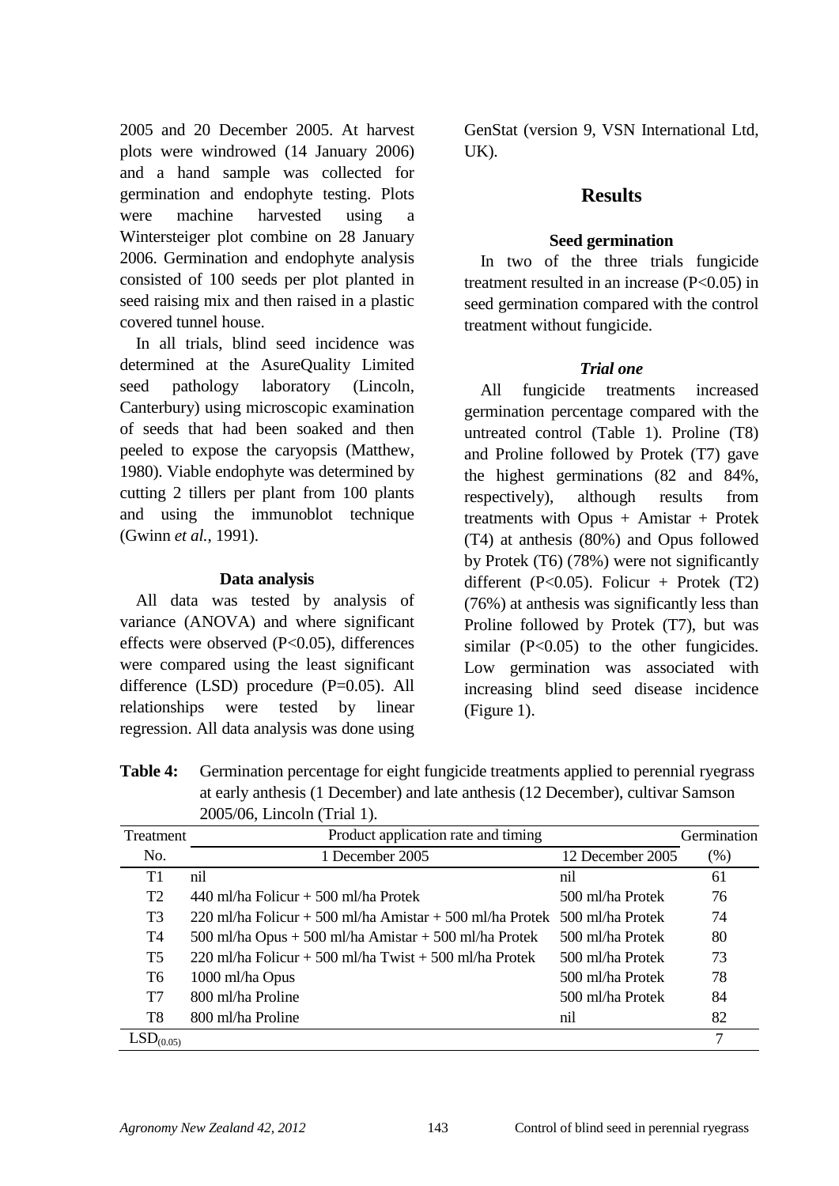2005 and 20 December 2005. At harvest plots were windrowed (14 January 2006) and a hand sample was collected for germination and endophyte testing. Plots were machine harvested using a Wintersteiger plot combine on 28 January 2006. Germination and endophyte analysis consisted of 100 seeds per plot planted in seed raising mix and then raised in a plastic covered tunnel house.

In all trials, blind seed incidence was determined at the AsureQuality Limited seed pathology laboratory (Lincoln, Canterbury) using microscopic examination of seeds that had been soaked and then peeled to expose the caryopsis (Matthew, 1980). Viable endophyte was determined by cutting 2 tillers per plant from 100 plants and using the immunoblot technique (Gwinn *et al.*, 1991).

### Data analysis

All data was tested by analysis of variance (ANOVA) and where significant effects were observed ($P<0.05$), differences were compared using the least significant difference (LSD) procedure ($P=0.05$). All relationships were tested by linear regression. All data analysis was done using GenStat (version 9, VSN International Ltd, UK).

## Results

### Seed germination

In two of the three trials fungicide treatment resulted in an increase ($P<0.05$) in seed germination compared with the control treatment without fungicide.

#### *Trial one*

All fungicide treatments increased germination percentage compared with the untreated control (Table 1). Proline (T8) and Proline followed by Protek (T7) gave the highest germinations (82 and 84%, respectively), although results from treatments with Opus + Amistar + Protek (T4) at anthesis (80%) and Opus followed by Protek (T6) (78%) were not significantly different ($P<0.05$). Folicur + Protek (T2) (76%) at anthesis was significantly less than Proline followed by Protek (T7), but was similar ($P<0.05$) to the other fungicides. Low germination was associated with increasing blind seed disease incidence (Figure 1).

**Table 4:** Germination percentage for eight fungicide treatments applied to perennial ryegrass at early anthesis (1 December) and late anthesis (12 December), cultivar Samson 2005/06, Lincoln (Trial 1).

| Treatment | Product application rate and timing | | Germination |
|---|---|---|---|
| No. | 1 December 2005 | 12 December 2005 | (%) |
| T1 | nil | nil | 61 |
| T2 | 440 ml/ha Folicur + 500 ml/ha Protek | 500 ml/ha Protek | 76 |
| T3 | 220 ml/ha Folicur + 500 ml/ha Amistar + 500 ml/ha Protek | 500 ml/ha Protek | 74 |
| T4 | 500 ml/ha Opus + 500 ml/ha Amistar + 500 ml/ha Protek | 500 ml/ha Protek | 80 |
| T5 | 220 ml/ha Folicur + 500 ml/ha Twist + 500 ml/ha Protek | 500 ml/ha Protek | 73 |
| T6 | 1000 ml/ha Opus | 500 ml/ha Protek | 78 |
| T7 | 800 ml/ha Proline | 500 ml/ha Protek | 84 |
| T8 | 800 ml/ha Proline | nil | 82 |
| $LSD_{(0.05)}$ | | | 7 |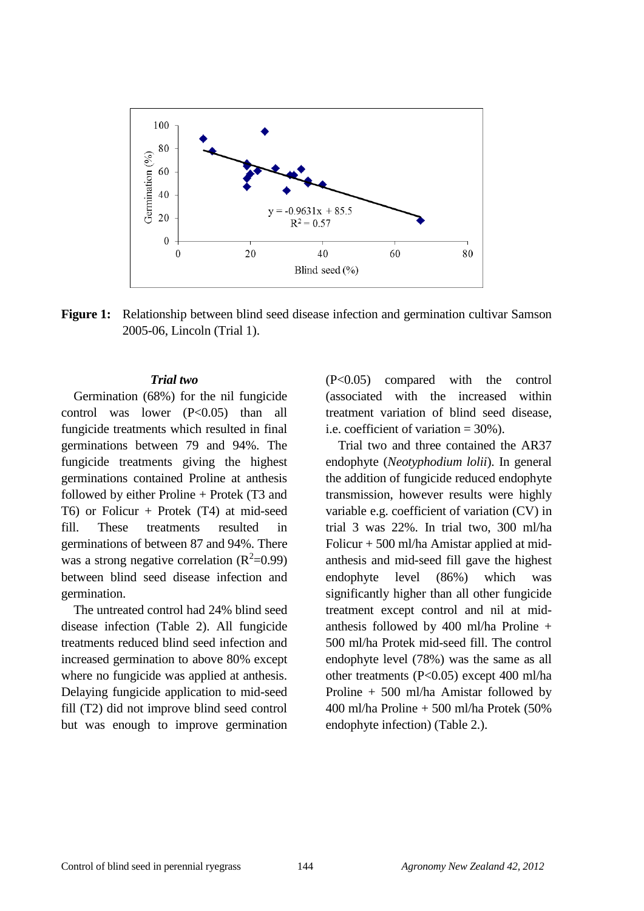Figure 1: Relationship between blind seed disease infection and germination cultivar Samson 2005-06, Lincoln (Trial 1).

### *Trial two*

Germination (68%) for the nil fungicide control was lower ($P<0.05$) than all fungicide treatments which resulted in final germinations between 79 and 94%. The fungicide treatments giving the highest germinations contained Proline at anthesis followed by either Proline + Protek (T3 and T6) or Folicur + Protek (T4) at mid-seed fill. These treatments resulted in germinations of between 87 and 94%. There was a strong negative correlation ($R^2$=0.99) between blind seed disease infection and germination.

The untreated control had 24% blind seed disease infection (Table 2). All fungicide treatments reduced blind seed infection and increased germination to above 80% except where no fungicide was applied at anthesis. Delaying fungicide application to mid-seed fill (T2) did not improve blind seed control but was enough to improve germination ($P<0.05$) compared with the control (associated with the increased within treatment variation of blind seed disease, i.e. coefficient of variation = 30%).

Trial two and three contained the AR37 endophyte (*Neotyphodium lolii*). In general the addition of fungicide reduced endophyte transmission, however results were highly variable e.g. coefficient of variation (CV) in trial 3 was 22%. In trial two, 300 ml/ha Folicur + 500 ml/ha Amistar applied at mid-anthesis and mid-seed fill gave the highest endophyte level (86%) which was significantly higher than all other fungicide treatment except control and nil at mid-anthesis followed by 400 ml/ha Proline + 500 ml/ha Protek mid-seed fill. The control endophyte level (78%) was the same as all other treatments ($P<0.05$) except 400 ml/ha Proline + 500 ml/ha Amistar followed by 400 ml/ha Proline + 500 ml/ha Protek (50% endophyte infection) (Table 2.).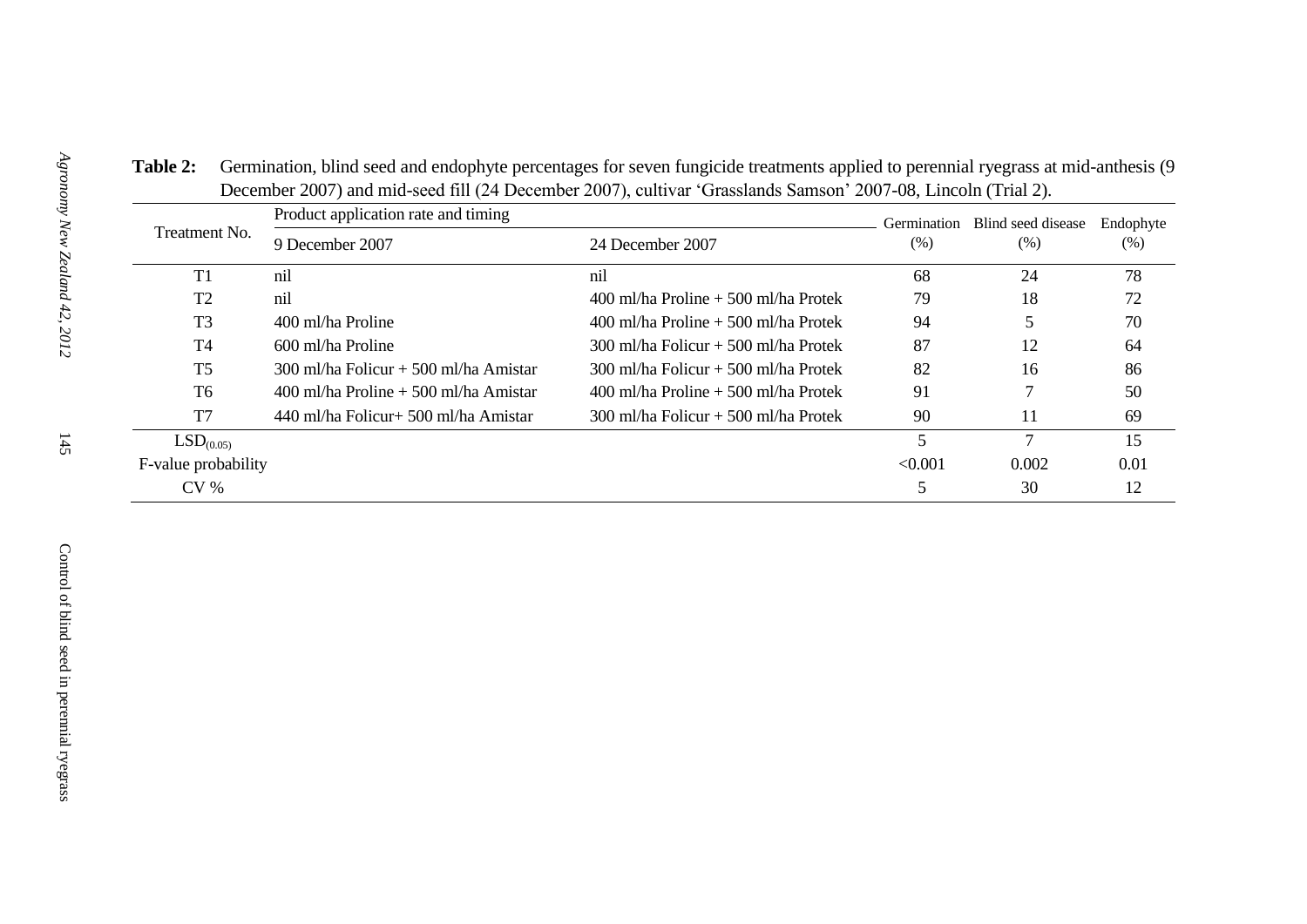**Table 2:** Germination, blind seed and endophyte percentages for seven fungicide treatments applied to perennial ryegrass at mid-anthesis (9 December 2007) and mid-seed fill (24 December 2007), cultivar 'Grasslands Samson' 2007-08, Lincoln (Trial 2).

| Treatment No. | Product application rate and timing | | Germination (%) | Blind seed disease (%) | Endophyte (%) |
|---|---|---|---|---|---|
| | 9 December 2007 | 24 December 2007 | | | |
| T1 | nil | nil | 68 | 24 | 78 |
| T2 | nil | 400 ml/ha Proline + 500 ml/ha Protek | 79 | 18 | 72 |
| T3 | 400 ml/ha Proline | 400 ml/ha Proline + 500 ml/ha Protek | 94 | 5 | 70 |
| T4 | 600 ml/ha Proline | 300 ml/ha Folicur + 500 ml/ha Protek | 87 | 12 | 64 |
| T5 | 300 ml/ha Folicur + 500 ml/ha Amistar | 300 ml/ha Folicur + 500 ml/ha Protek | 82 | 16 | 86 |
| T6 | 400 ml/ha Proline + 500 ml/ha Amistar | 400 ml/ha Proline + 500 ml/ha Protek | 91 | 7 | 50 |
| T7 | 440 ml/ha Folicur+ 500 ml/ha Amistar | 300 ml/ha Folicur + 500 ml/ha Protek | 90 | 11 | 69 |
| $LSD_{(0.05)}$ | | | 5 | 7 | 15 |
| F-value probability | | | <0.001 | 0.002 | 0.01 |
| CV % | | | 5 | 30 | 12 |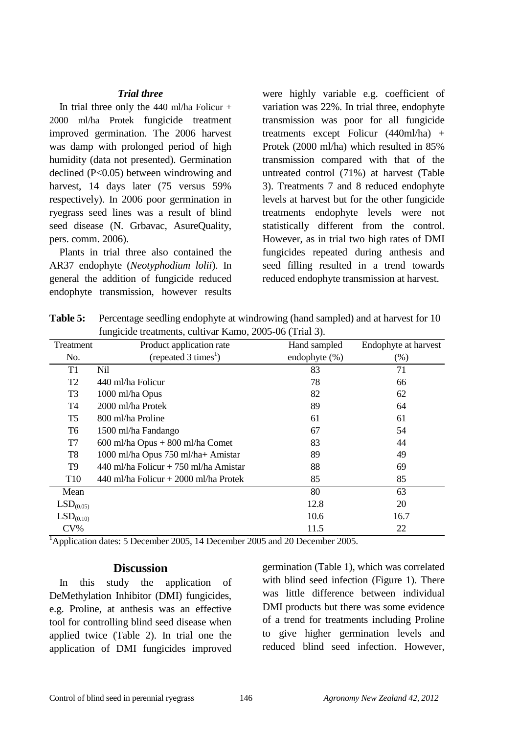### *Trial three*

In trial three only the 440 ml/ha Folicur + 2000 ml/ha Protek fungicide treatment improved germination. The 2006 harvest was damp with prolonged period of high humidity (data not presented). Germination declined ($P<0.05$) between windrowing and harvest, 14 days later (75 versus 59% respectively). In 2006 poor germination in ryegrass seed lines was a result of blind seed disease (N. Grbavac, AsureQuality, pers. comm. 2006).

Plants in trial three also contained the AR37 endophyte (*Neotyphodium lolii*). In general the addition of fungicide reduced endophyte transmission, however results were highly variable e.g. coefficient of variation was 22%. In trial three, endophyte transmission was poor for all fungicide treatments except Folicur (440ml/ha) + Protek (2000 ml/ha) which resulted in 85% transmission compared with that of the untreated control (71%) at harvest (Table 3). Treatments 7 and 8 reduced endophyte levels at harvest but for the other fungicide treatments endophyte levels were not statistically different from the control. However, as in trial two high rates of DMI fungicides repeated during anthesis and seed filling resulted in a trend towards reduced endophyte transmission at harvest.

**Table 5:** Percentage seedling endophyte at windrowing (hand sampled) and at harvest for 10 fungicide treatments, cultivar Kamo, 2005-06 (Trial 3).

| Treatment No. | Product application rate (repeated 3 times[1]) | Hand sampled endophyte (%) | Endophyte at harvest (%) |
|---|---|---|---|
| T1 | Nil | 83 | 71 |
| T2 | 440 ml/ha Folicur | 78 | 66 |
| T3 | 1000 ml/ha Opus | 82 | 62 |
| T4 | 2000 ml/ha Protek | 89 | 64 |
| T5 | 800 ml/ha Proline | 61 | 61 |
| T6 | 1500 ml/ha Fandango | 67 | 54 |
| T7 | 600 ml/ha Opus + 800 ml/ha Comet | 83 | 44 |
| T8 | 1000 ml/ha Opus 750 ml/ha+ Amistar | 89 | 49 |
| T9 | 440 ml/ha Folicur + 750 ml/ha Amistar | 88 | 69 |
| T10 | 440 ml/ha Folicur + 2000 ml/ha Protek | 85 | 85 |
| Mean | | 80 | 63 |
| $LSD_{(0.05)}$ | | 12.8 | 20 |
| $LSD_{(0.10)}$ | | 10.6 | 16.7 |
| CV% | | 11.5 | 22 |

[1]Application dates: 5 December 2005, 14 December 2005 and 20 December 2005.

## Discussion

In this study the application of DeMethylation Inhibitor (DMI) fungicides, e.g. Proline, at anthesis was an effective tool for controlling blind seed disease when applied twice (Table 2). In trial one the application of DMI fungicides improved germination (Table 1), which was correlated with blind seed infection (Figure 1). There was little difference between individual DMI products but there was some evidence of a trend for treatments including Proline to give higher germination levels and reduced blind seed infection. However,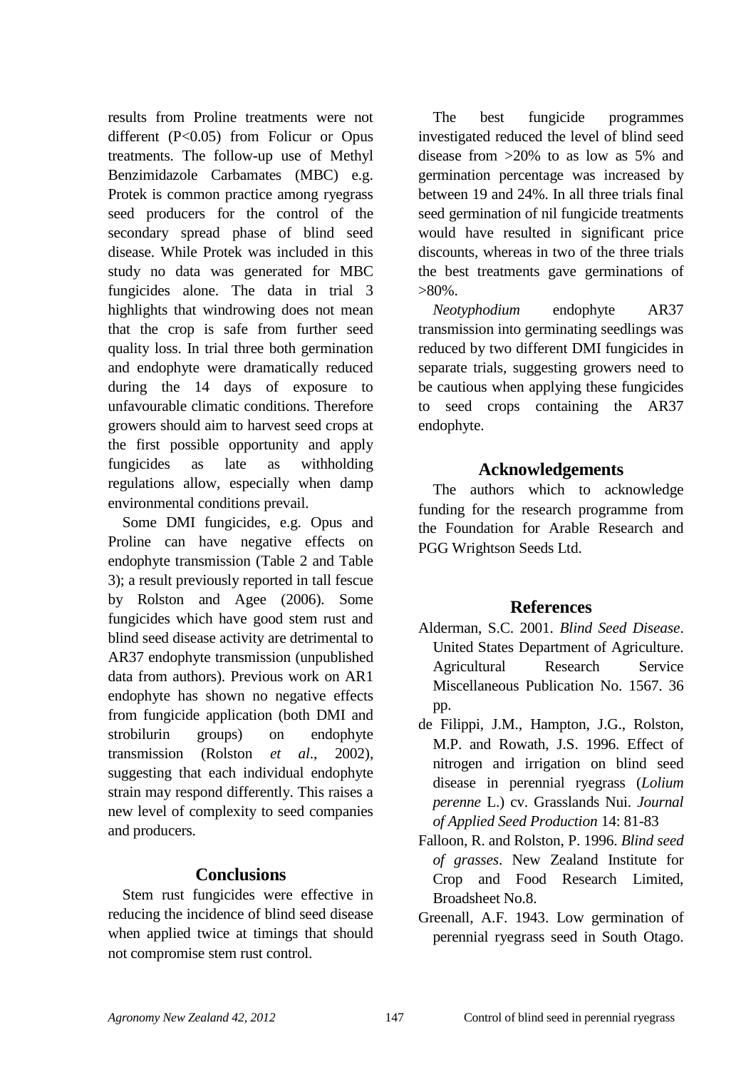results from Proline treatments were not different (P<0.05) from Folicur or Opus treatments. The follow-up use of Methyl Benzimidazole Carbamates (MBC) e.g. Protek is common practice among ryegrass seed producers for the control of the secondary spread phase of blind seed disease. While Protek was included in this study no data was generated for MBC fungicides alone. The data in trial 3 highlights that windrowing does not mean that the crop is safe from further seed quality loss. In trial three both germination and endophyte were dramatically reduced during the 14 days of exposure to unfavourable climatic conditions. Therefore growers should aim to harvest seed crops at the first possible opportunity and apply fungicides as late as withholding regulations allow, especially when damp environmental conditions prevail.

Some DMI fungicides, e.g. Opus and Proline can have negative effects on endophyte transmission (Table 2 and Table 3); a result previously reported in tall fescue by Rolston and Agee (2006). Some fungicides which have good stem rust and blind seed disease activity are detrimental to AR37 endophyte transmission (unpublished data from authors). Previous work on AR1 endophyte has shown no negative effects from fungicide application (both DMI and strobilurin groups) on endophyte transmission (Rolston *et al*., 2002), suggesting that each individual endophyte strain may respond differently. This raises a new level of complexity to seed companies and producers.

## Conclusions

Stem rust fungicides were effective in reducing the incidence of blind seed disease when applied twice at timings that should not compromise stem rust control.

The best fungicide programmes investigated reduced the level of blind seed disease from >20% to as low as 5% and germination percentage was increased by between 19 and 24%. In all three trials final seed germination of nil fungicide treatments would have resulted in significant price discounts, whereas in two of the three trials the best treatments gave germinations of >80%.

*Neotyphodium* endophyte AR37 transmission into germinating seedlings was reduced by two different DMI fungicides in separate trials, suggesting growers need to be cautious when applying these fungicides to seed crops containing the AR37 endophyte.

## Acknowledgements

The authors which to acknowledge funding for the research programme from the Foundation for Arable Research and PGG Wrightson Seeds Ltd.

## References

Alderman, S.C. 2001. *Blind Seed Disease*. United States Department of Agriculture. Agricultural Research Service Miscellaneous Publication No. 1567. 36 pp.

de Filippi, J.M., Hampton, J.G., Rolston, M.P. and Rowath, J.S. 1996. Effect of nitrogen and irrigation on blind seed disease in perennial ryegrass (*Lolium perenne* L.) cv. Grasslands Nui. *Journal of Applied Seed Production* 14: 81-83

Falloon, R. and Rolston, P. 1996. *Blind seed of grasses*. New Zealand Institute for Crop and Food Research Limited, Broadsheet No.8.

Greenall, A.F. 1943. Low germination of perennial ryegrass seed in South Otago.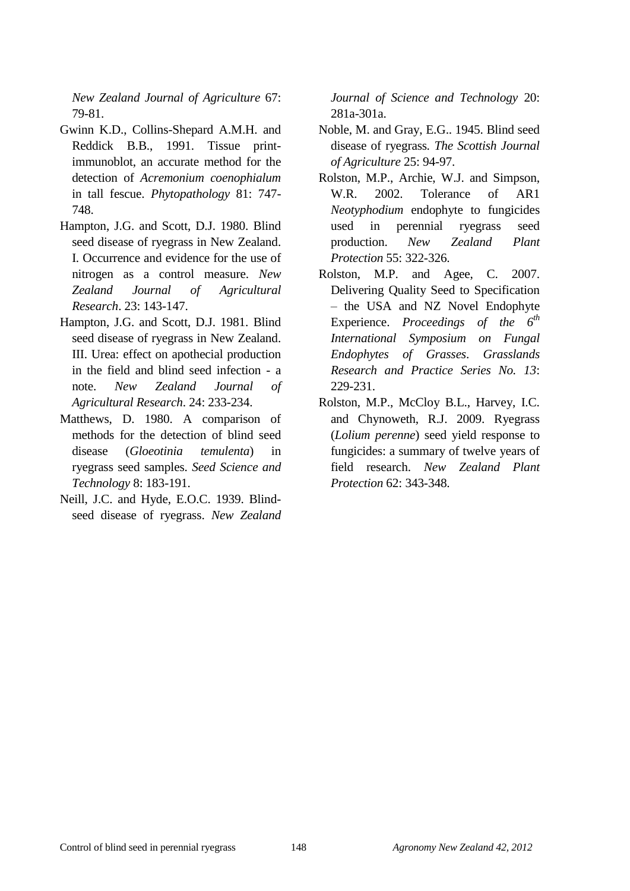*New Zealand Journal of Agriculture* 67: 79-81.

Gwinn K.D., Collins-Shepard A.M.H. and Reddick B.B., 1991. Tissue print-immunoblot, an accurate method for the detection of *Acremonium coenophialum* in tall fescue. *Phytopathology* 81: 747-748.

Hampton, J.G. and Scott, D.J. 1980. Blind seed disease of ryegrass in New Zealand. I. Occurrence and evidence for the use of nitrogen as a control measure. *New Zealand Journal of Agricultural Research*. 23: 143-147.

Hampton, J.G. and Scott, D.J. 1981. Blind seed disease of ryegrass in New Zealand. III. Urea: effect on apothecial production in the field and blind seed infection - a note. *New Zealand Journal of Agricultural Research*. 24: 233-234.

Matthews, D. 1980. A comparison of methods for the detection of blind seed disease (*Gloeotinia temulenta*) in ryegrass seed samples. *Seed Science and Technology* 8: 183-191.

Neill, J.C. and Hyde, E.O.C. 1939. Blind-seed disease of ryegrass. *New Zealand Journal of Science and Technology* 20: 281a-301a.

Noble, M. and Gray, E.G.. 1945. Blind seed disease of ryegrass. *The Scottish Journal of Agriculture* 25: 94-97.

Rolston, M.P., Archie, W.J. and Simpson, W.R. 2002. Tolerance of AR1 *Neotyphodium* endophyte to fungicides used in perennial ryegrass seed production. *New Zealand Plant Protection* 55: 322-326.

Rolston, M.P. and Agee, C. 2007. Delivering Quality Seed to Specification – the USA and NZ Novel Endophyte Experience. *Proceedings of the 6th International Symposium on Fungal Endophytes of Grasses*. *Grasslands Research and Practice Series No. 13*: 229-231.

Rolston, M.P., McCloy B.L., Harvey, I.C. and Chynoweth, R.J. 2009. Ryegrass (*Lolium perenne*) seed yield response to fungicides: a summary of twelve years of field research. *New Zealand Plant Protection* 62: 343-348.